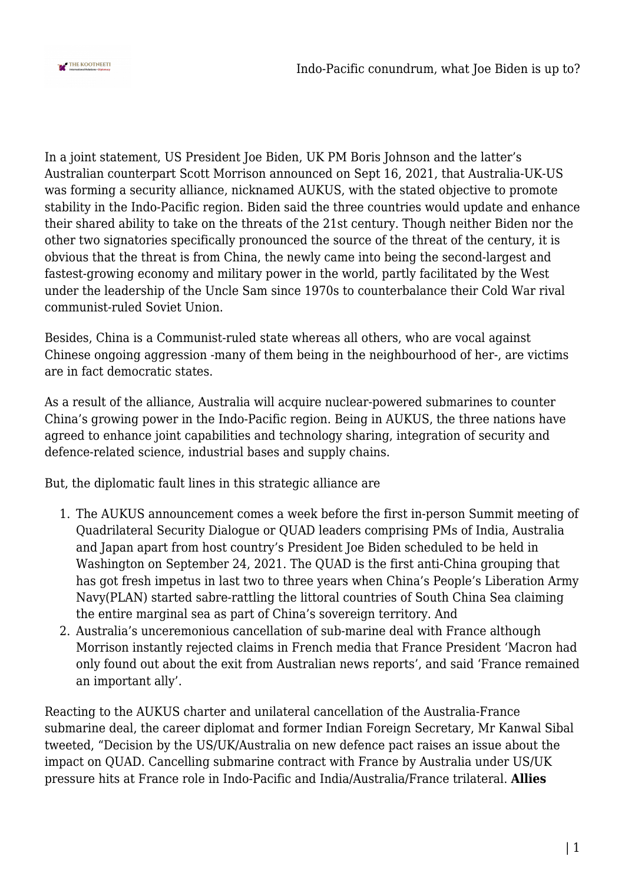In a joint statement, US President Joe Biden, UK PM Boris Johnson and the latter's Australian counterpart Scott Morrison announced on Sept 16, 2021, that Australia-UK-US was forming a security alliance, nicknamed AUKUS, with the stated objective to promote stability in the Indo-Pacific region. Biden said the three countries would update and enhance their shared ability to take on the threats of the 21st century. Though neither Biden nor the other two signatories specifically pronounced the source of the threat of the century, it is obvious that the threat is from China, the newly came into being the second-largest and fastest-growing economy and military power in the world, partly facilitated by the West under the leadership of the Uncle Sam since 1970s to counterbalance their Cold War rival communist-ruled Soviet Union.

Besides, China is a Communist-ruled state whereas all others, who are vocal against Chinese ongoing aggression -many of them being in the neighbourhood of her-, are victims are in fact democratic states.

As a result of the alliance, Australia will acquire nuclear-powered submarines to counter China's growing power in the Indo-Pacific region. Being in AUKUS, the three nations have agreed to enhance joint capabilities and technology sharing, integration of security and defence-related science, industrial bases and supply chains.

But, the diplomatic fault lines in this strategic alliance are

1. The AUKUS announcement comes a week before the first in-person Summit meeting of Quadrilateral Security Dialogue or QUAD leaders comprising PMs of India, Australia and Japan apart from host country's President Joe Biden scheduled to be held in Washington on September 24, 2021. The QUAD is the first anti-China grouping that has got fresh impetus in last two to three years when China's People's Liberation Army Navy(PLAN) started sabre-rattling the littoral countries of South China Sea claiming the entire marginal sea as part of China's sovereign territory. And
2. Australia's unceremonious cancellation of sub-marine deal with France although Morrison instantly rejected claims in French media that France President 'Macron had only found out about the exit from Australian news reports', and said 'France remained an important ally'.

Reacting to the AUKUS charter and unilateral cancellation of the Australia-France submarine deal, the career diplomat and former Indian Foreign Secretary, Mr Kanwal Sibal tweeted, "Decision by the US/UK/Australia on new defence pact raises an issue about the impact on QUAD. Cancelling submarine contract with France by Australia under US/UK pressure hits at France role in Indo-Pacific and India/Australia/France trilateral. **Allies**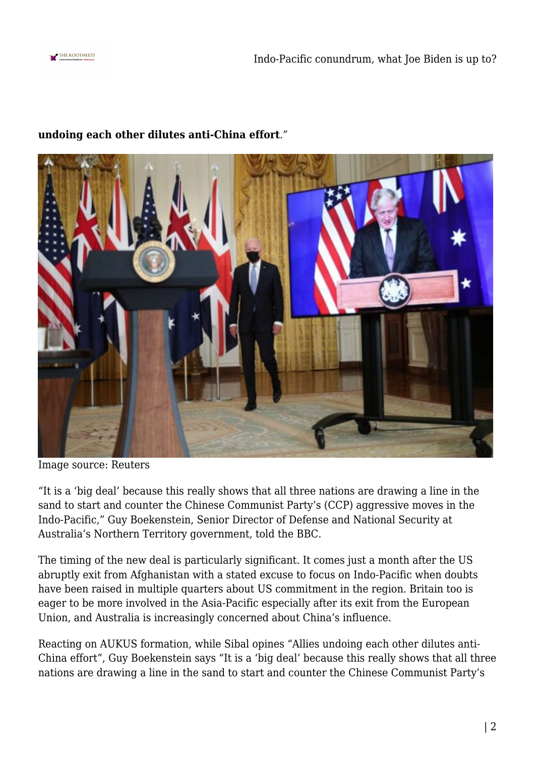**undoing each other dilutes anti-China effort**."

Image source: Reuters

"It is a 'big deal' because this really shows that all three nations are drawing a line in the sand to start and counter the Chinese Communist Party's (CCP) aggressive moves in the Indo-Pacific," Guy Boekenstein, Senior Director of Defense and National Security at Australia's Northern Territory government, told the BBC.

The timing of the new deal is particularly significant. It comes just a month after the US abruptly exit from Afghanistan with a stated excuse to focus on Indo-Pacific when doubts have been raised in multiple quarters about US commitment in the region. Britain too is eager to be more involved in the Asia-Pacific especially after its exit from the European Union, and Australia is increasingly concerned about China's influence.

Reacting on AUKUS formation, while Sibal opines "Allies undoing each other dilutes anti-China effort", Guy Boekenstein says "It is a 'big deal' because this really shows that all three nations are drawing a line in the sand to start and counter the Chinese Communist Party's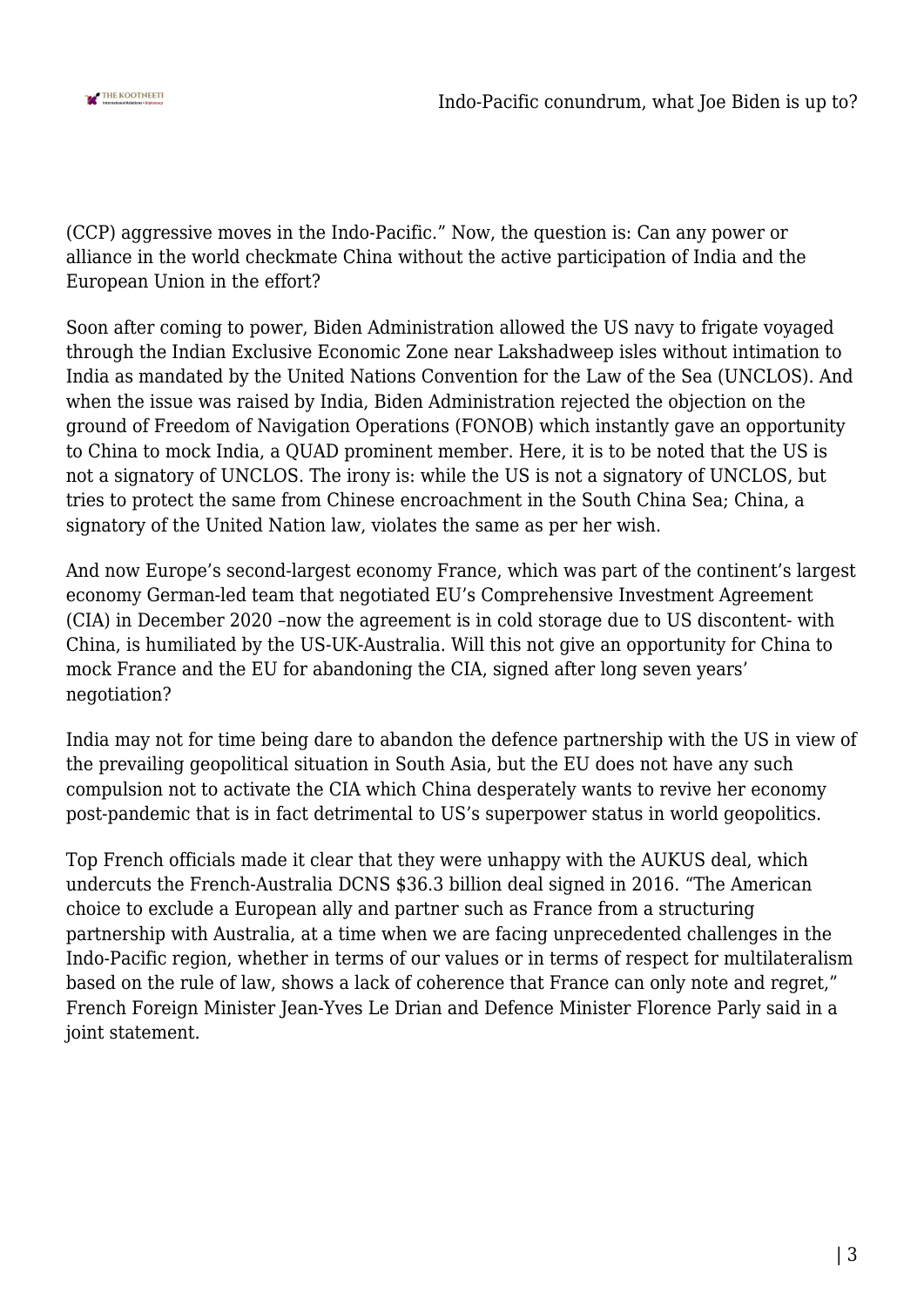(CCP) aggressive moves in the Indo-Pacific." Now, the question is: Can any power or alliance in the world checkmate China without the active participation of India and the European Union in the effort?

Soon after coming to power, Biden Administration allowed the US navy to frigate voyaged through the Indian Exclusive Economic Zone near Lakshadweep isles without intimation to India as mandated by the United Nations Convention for the Law of the Sea (UNCLOS). And when the issue was raised by India, Biden Administration rejected the objection on the ground of Freedom of Navigation Operations (FONOB) which instantly gave an opportunity to China to mock India, a QUAD prominent member. Here, it is to be noted that the US is not a signatory of UNCLOS. The irony is: while the US is not a signatory of UNCLOS, but tries to protect the same from Chinese encroachment in the South China Sea; China, a signatory of the United Nation law, violates the same as per her wish.

And now Europe's second-largest economy France, which was part of the continent's largest economy German-led team that negotiated EU's Comprehensive Investment Agreement (CIA) in December 2020 –now the agreement is in cold storage due to US discontent- with China, is humiliated by the US-UK-Australia. Will this not give an opportunity for China to mock France and the EU for abandoning the CIA, signed after long seven years' negotiation?

India may not for time being dare to abandon the defence partnership with the US in view of the prevailing geopolitical situation in South Asia, but the EU does not have any such compulsion not to activate the CIA which China desperately wants to revive her economy post-pandemic that is in fact detrimental to US's superpower status in world geopolitics.

Top French officials made it clear that they were unhappy with the AUKUS deal, which undercuts the French-Australia DCNS $36.3 billion deal signed in 2016. "The American choice to exclude a European ally and partner such as France from a structuring partnership with Australia, at a time when we are facing unprecedented challenges in the Indo-Pacific region, whether in terms of our values or in terms of respect for multilateralism based on the rule of law, shows a lack of coherence that France can only note and regret," French Foreign Minister Jean-Yves Le Drian and Defence Minister Florence Parly said in a joint statement.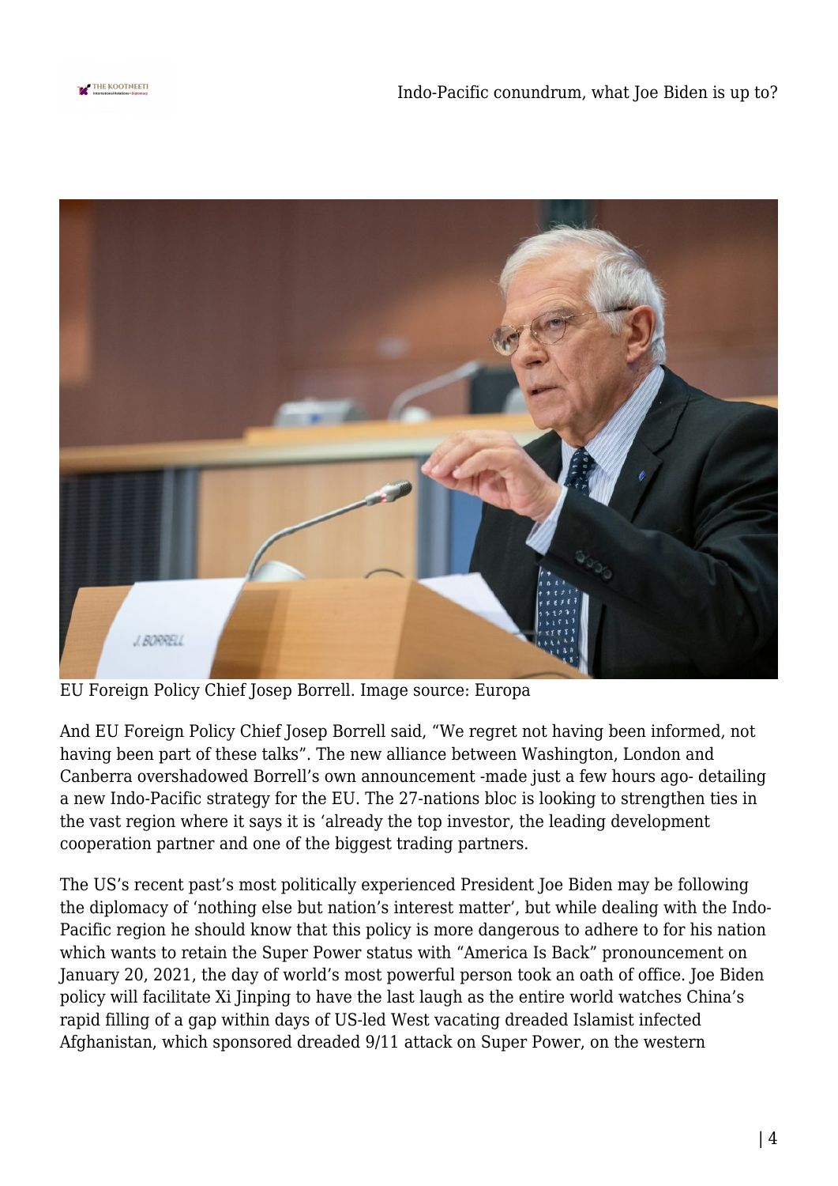EU Foreign Policy Chief Josep Borrell. Image source: Europa

And EU Foreign Policy Chief Josep Borrell said, “We regret not having been informed, not having been part of these talks”. The new alliance between Washington, London and Canberra overshadowed Borrell’s own announcement -made just a few hours ago- detailing a new Indo-Pacific strategy for the EU. The 27-nations bloc is looking to strengthen ties in the vast region where it says it is ‘already the top investor, the leading development cooperation partner and one of the biggest trading partners.

The US’s recent past’s most politically experienced President Joe Biden may be following the diplomacy of ‘nothing else but nation’s interest matter’, but while dealing with the Indo-Pacific region he should know that this policy is more dangerous to adhere to for his nation which wants to retain the Super Power status with “America Is Back” pronouncement on January 20, 2021, the day of world’s most powerful person took an oath of office. Joe Biden policy will facilitate Xi Jinping to have the last laugh as the entire world watches China’s rapid filling of a gap within days of US-led West vacating dreaded Islamist infected Afghanistan, which sponsored dreaded 9/11 attack on Super Power, on the western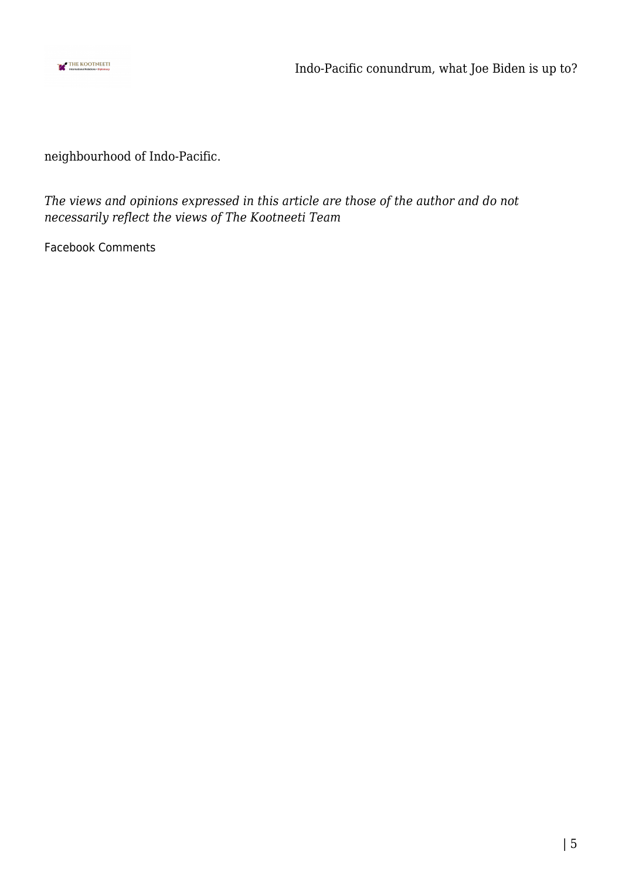neighbourhood of Indo-Pacific.

*The views and opinions expressed in this article are those of the author and do not necessarily reflect the views of The Kootneeti Team*

Facebook Comments